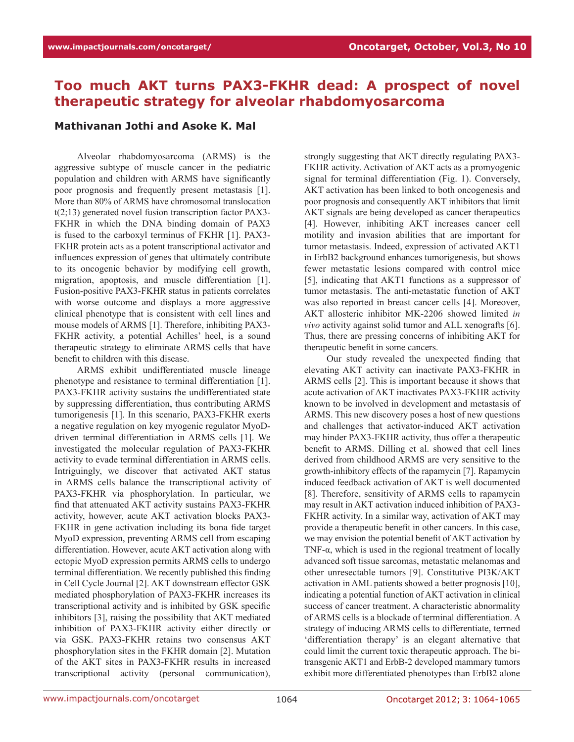# Too much AKT turns PAX3-FKHR dead: A prospect of novel therapeutic strategy for alveolar rhabdomyosarcoma

**Mathivanan Jothi and Asoke K. Mal**

Alveolar rhabdomyosarcoma (ARMS) is the aggressive subtype of muscle cancer in the pediatric population and children with ARMS have significantly poor prognosis and frequently present metastasis [1]. More than 80% of ARMS have chromosomal translocation t(2;13) generated novel fusion transcription factor PAX3-FKHR in which the DNA binding domain of PAX3 is fused to the carboxyl terminus of FKHR [1]. PAX3-FKHR protein acts as a potent transcriptional activator and influences expression of genes that ultimately contribute to its oncogenic behavior by modifying cell growth, migration, apoptosis, and muscle differentiation [1]. Fusion-positive PAX3-FKHR status in patients correlates with worse outcome and displays a more aggressive clinical phenotype that is consistent with cell lines and mouse models of ARMS [1]. Therefore, inhibiting PAX3-FKHR activity, a potential Achilles' heel, is a sound therapeutic strategy to eliminate ARMS cells that have benefit to children with this disease.

ARMS exhibit undifferentiated muscle lineage phenotype and resistance to terminal differentiation [1]. PAX3-FKHR activity sustains the undifferentiated state by suppressing differentiation, thus contributing ARMS tumorigenesis [1]. In this scenario, PAX3-FKHR exerts a negative regulation on key myogenic regulator MyoD-driven terminal differentiation in ARMS cells [1]. We investigated the molecular regulation of PAX3-FKHR activity to evade terminal differentiation in ARMS cells. Intriguingly, we discover that activated AKT status in ARMS cells balance the transcriptional activity of PAX3-FKHR via phosphorylation. In particular, we find that attenuated AKT activity sustains PAX3-FKHR activity, however, acute AKT activation blocks PAX3-FKHR in gene activation including its bona fide target MyoD expression, preventing ARMS cell from escaping differentiation. However, acute AKT activation along with ectopic MyoD expression permits ARMS cells to undergo terminal differentiation. We recently published this finding in Cell Cycle Journal [2]. AKT downstream effector GSK mediated phosphorylation of PAX3-FKHR increases its transcriptional activity and is inhibited by GSK specific inhibitors [3], raising the possibility that AKT mediated inhibition of PAX3-FKHR activity either directly or via GSK. PAX3-FKHR retains two consensus AKT phosphorylation sites in the FKHR domain [2]. Mutation of the AKT sites in PAX3-FKHR results in increased transcriptional activity (personal communication), strongly suggesting that AKT directly regulating PAX3-FKHR activity. Activation of AKT acts as a promyogenic signal for terminal differentiation (Fig. 1). Conversely, AKT activation has been linked to both oncogenesis and poor prognosis and consequently AKT inhibitors that limit AKT signals are being developed as cancer therapeutics [4]. However, inhibiting AKT increases cancer cell motility and invasion abilities that are important for tumor metastasis. Indeed, expression of activated AKT1 in ErbB2 background enhances tumorigenesis, but shows fewer metastatic lesions compared with control mice [5], indicating that AKT1 functions as a suppressor of tumor metastasis. The anti-metastatic function of AKT was also reported in breast cancer cells [4]. Moreover, AKT allosteric inhibitor MK-2206 showed limited *in vivo* activity against solid tumor and ALL xenografts [6]. Thus, there are pressing concerns of inhibiting AKT for therapeutic benefit in some cancers.

Our study revealed the unexpected finding that elevating AKT activity can inactivate PAX3-FKHR in ARMS cells [2]. This is important because it shows that acute activation of AKT inactivates PAX3-FKHR activity known to be involved in development and metastasis of ARMS. This new discovery poses a host of new questions and challenges that activator-induced AKT activation may hinder PAX3-FKHR activity, thus offer a therapeutic benefit to ARMS. Dilling et al. showed that cell lines derived from childhood ARMS are very sensitive to the growth-inhibitory effects of the rapamycin [7]. Rapamycin induced feedback activation of AKT is well documented [8]. Therefore, sensitivity of ARMS cells to rapamycin may result in AKT activation induced inhibition of PAX3-FKHR activity. In a similar way, activation of AKT may provide a therapeutic benefit in other cancers. In this case, we may envision the potential benefit of AKT activation by TNF-α, which is used in the regional treatment of locally advanced soft tissue sarcomas, metastatic melanomas and other unresectable tumors [9]. Constitutive PI3K/AKT activation in AML patients showed a better prognosis [10], indicating a potential function of AKT activation in clinical success of cancer treatment. A characteristic abnormality of ARMS cells is a blockade of terminal differentiation. A strategy of inducing ARMS cells to differentiate, termed 'differentiation therapy' is an elegant alternative that could limit the current toxic therapeutic approach. The bi-transgenic AKT1 and ErbB-2 developed mammary tumors exhibit more differentiated phenotypes than ErbB2 alone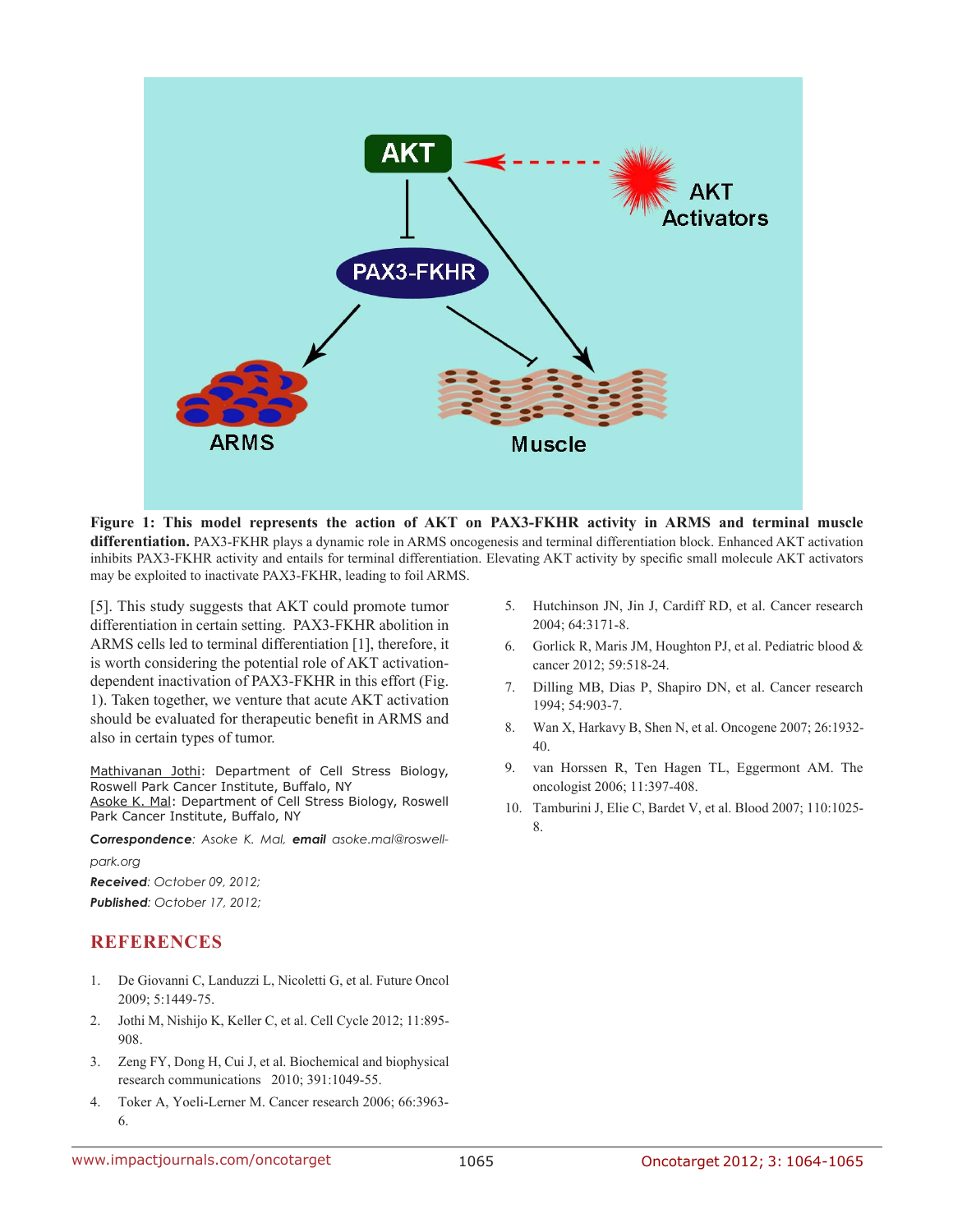AKT

AKT Activators

PAX3-FKHR

ARMS

Muscle

**Figure 1: This model represents the action of AKT on PAX3-FKHR activity in ARMS and terminal muscle differentiation.** PAX3-FKHR plays a dynamic role in ARMS oncogenesis and terminal differentiation block. Enhanced AKT activation inhibits PAX3-FKHR activity and entails for terminal differentiation. Elevating AKT activity by specific small molecule AKT activators may be exploited to inactivate PAX3-FKHR, leading to foil ARMS.

[5]. This study suggests that AKT could promote tumor differentiation in certain setting. PAX3-FKHR abolition in ARMS cells led to terminal differentiation [1], therefore, it is worth considering the potential role of AKT activation-dependent inactivation of PAX3-FKHR in this effort (Fig. 1). Taken together, we venture that acute AKT activation should be evaluated for therapeutic benefit in ARMS and also in certain types of tumor.

Mathivanan Jothi: Department of Cell Stress Biology, Roswell Park Cancer Institute, Buffalo, NY

Asoke K. Mal: Department of Cell Stress Biology, Roswell Park Cancer Institute, Buffalo, NY

***Correspondence***: *Asoke K. Mal*, ***email*** *asoke.mal@roswellpark.org*

***Received***: *October 09, 2012;*

***Published***: *October 17, 2012;*

## REFERENCES

1. De Giovanni C, Landuzzi L, Nicoletti G, et al. Future Oncol 2009; 5:1449-75.
2. Jothi M, Nishijo K, Keller C, et al. Cell Cycle 2012; 11:895-908.
3. Zeng FY, Dong H, Cui J, et al. Biochemical and biophysical research communications 2010; 391:1049-55.
4. Toker A, Yoeli-Lerner M. Cancer research 2006; 66:3963-6.
5. Hutchinson JN, Jin J, Cardiff RD, et al. Cancer research 2004; 64:3171-8.
6. Gorlick R, Maris JM, Houghton PJ, et al. Pediatric blood & cancer 2012; 59:518-24.
7. Dilling MB, Dias P, Shapiro DN, et al. Cancer research 1994; 54:903-7.
8. Wan X, Harkavy B, Shen N, et al. Oncogene 2007; 26:1932-40.
9. van Horssen R, Ten Hagen TL, Eggermont AM. The oncologist 2006; 11:397-408.
10. Tamburini J, Elie C, Bardet V, et al. Blood 2007; 110:1025-8.